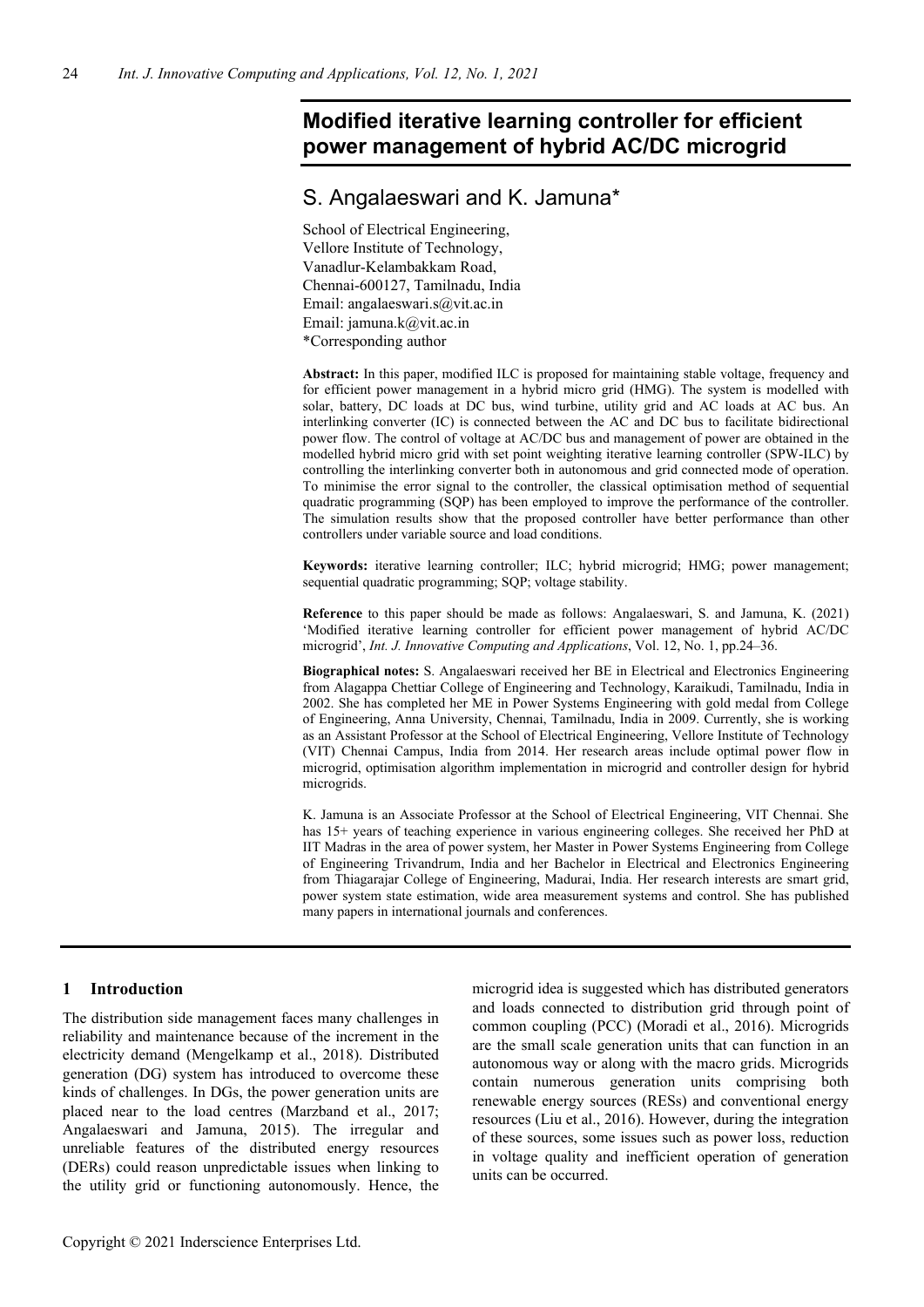# Modified iterative learning controller for efficient power management of hybrid AC/DC microgrid

## S. Angalaeswari and K. Jamuna*

School of Electrical Engineering,
Vellore Institute of Technology,
Vanadlur-Kelambakkam Road,
Chennai-600127, Tamilnadu, India
Email: angalaeswari.s@vit.ac.in
Email: jamuna.k@vit.ac.in
*Corresponding author

**Abstract:** In this paper, modified ILC is proposed for maintaining stable voltage, frequency and for efficient power management in a hybrid micro grid (HMG). The system is modelled with solar, battery, DC loads at DC bus, wind turbine, utility grid and AC loads at AC bus. An interlinking converter (IC) is connected between the AC and DC bus to facilitate bidirectional power flow. The control of voltage at AC/DC bus and management of power are obtained in the modelled hybrid micro grid with set point weighting iterative learning controller (SPW-ILC) by controlling the interlinking converter both in autonomous and grid connected mode of operation. To minimise the error signal to the controller, the classical optimisation method of sequential quadratic programming (SQP) has been employed to improve the performance of the controller. The simulation results show that the proposed controller have better performance than other controllers under variable source and load conditions.

**Keywords:** iterative learning controller; ILC; hybrid microgrid; HMG; power management; sequential quadratic programming; SQP; voltage stability.

**Reference** to this paper should be made as follows: Angalaeswari, S. and Jamuna, K. (2021) 'Modified iterative learning controller for efficient power management of hybrid AC/DC microgrid', *Int. J. Innovative Computing and Applications*, Vol. 12, No. 1, pp.24–36.

**Biographical notes:** S. Angalaeswari received her BE in Electrical and Electronics Engineering from Alagappa Chettiar College of Engineering and Technology, Karaikudi, Tamilnadu, India in 2002. She has completed her ME in Power Systems Engineering with gold medal from College of Engineering, Anna University, Chennai, Tamilnadu, India in 2009. Currently, she is working as an Assistant Professor at the School of Electrical Engineering, Vellore Institute of Technology (VIT) Chennai Campus, India from 2014. Her research areas include optimal power flow in microgrid, optimisation algorithm implementation in microgrid and controller design for hybrid microgrids.

K. Jamuna is an Associate Professor at the School of Electrical Engineering, VIT Chennai. She has 15+ years of teaching experience in various engineering colleges. She received her PhD at IIT Madras in the area of power system, her Master in Power Systems Engineering from College of Engineering Trivandrum, India and her Bachelor in Electrical and Electronics Engineering from Thiagarajar College of Engineering, Madurai, India. Her research interests are smart grid, power system state estimation, wide area measurement systems and control. She has published many papers in international journals and conferences.

## 1 Introduction

The distribution side management faces many challenges in reliability and maintenance because of the increment in the electricity demand (Mengelkamp et al., 2018). Distributed generation (DG) system has introduced to overcome these kinds of challenges. In DGs, the power generation units are placed near to the load centres (Marzband et al., 2017; Angalaeswari and Jamuna, 2015). The irregular and unreliable features of the distributed energy resources (DERs) could reason unpredictable issues when linking to the utility grid or functioning autonomously. Hence, the microgrid idea is suggested which has distributed generators and loads connected to distribution grid through point of common coupling (PCC) (Moradi et al., 2016). Microgrids are the small scale generation units that can function in an autonomous way or along with the macro grids. Microgrids contain numerous generation units comprising both renewable energy sources (RESs) and conventional energy resources (Liu et al., 2016). However, during the integration of these sources, some issues such as power loss, reduction in voltage quality and inefficient operation of generation units can be occurred.

Copyright © 2021 Inderscience Enterprises Ltd.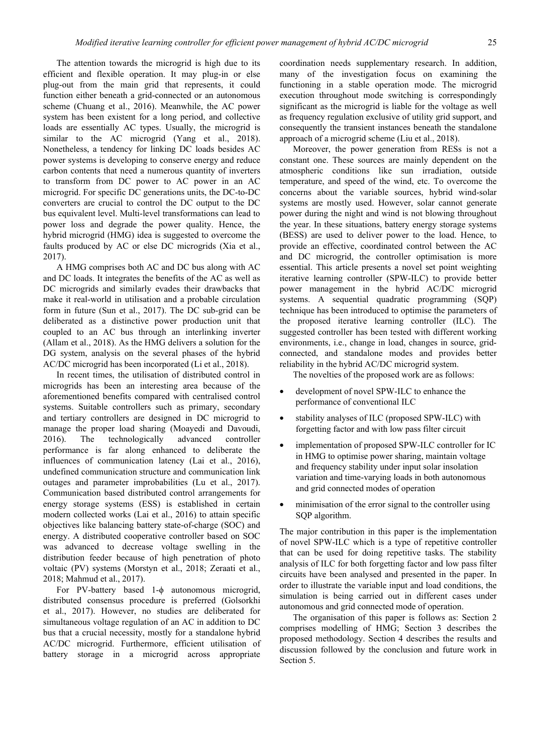The attention towards the microgrid is high due to its efficient and flexible operation. It may plug-in or else plug-out from the main grid that represents, it could function either beneath a grid-connected or an autonomous scheme (Chuang et al., 2016). Meanwhile, the AC power system has been existent for a long period, and collective loads are essentially AC types. Usually, the microgrid is similar to the AC microgrid (Yang et al., 2018). Nonetheless, a tendency for linking DC loads besides AC power systems is developing to conserve energy and reduce carbon contents that need a numerous quantity of inverters to transform from DC power to AC power in an AC microgrid. For specific DC generations units, the DC-to-DC converters are crucial to control the DC output to the DC bus equivalent level. Multi-level transformations can lead to power loss and degrade the power quality. Hence, the hybrid microgrid (HMG) idea is suggested to overcome the faults produced by AC or else DC microgrids (Xia et al., 2017).

A HMG comprises both AC and DC bus along with AC and DC loads. It integrates the benefits of the AC as well as DC microgrids and similarly evades their drawbacks that make it real-world in utilisation and a probable circulation form in future (Sun et al., 2017). The DC sub-grid can be deliberated as a distinctive power production unit that coupled to an AC bus through an interlinking inverter (Allam et al., 2018). As the HMG delivers a solution for the DG system, analysis on the several phases of the hybrid AC/DC microgrid has been incorporated (Li et al., 2018).

In recent times, the utilisation of distributed control in microgrids has been an interesting area because of the aforementioned benefits compared with centralised control systems. Suitable controllers such as primary, secondary and tertiary controllers are designed in DC microgrid to manage the proper load sharing (Moayedi and Davoudi, 2016). The technologically advanced controller performance is far along enhanced to deliberate the influences of communication latency (Lai et al., 2016), undefined communication structure and communication link outages and parameter improbabilities (Lu et al., 2017). Communication based distributed control arrangements for energy storage systems (ESS) is established in certain modern collected works (Lai et al., 2016) to attain specific objectives like balancing battery state-of-charge (SOC) and energy. A distributed cooperative controller based on SOC was advanced to decrease voltage swelling in the distribution feeder because of high penetration of photo voltaic (PV) systems (Morstyn et al., 2018; Zeraati et al., 2018; Mahmud et al., 2017).

For PV-battery based 1-ϕ autonomous microgrid, distributed consensus procedure is preferred (Golsorkhi et al., 2017). However, no studies are deliberated for simultaneous voltage regulation of an AC in addition to DC bus that a crucial necessity, mostly for a standalone hybrid AC/DC microgrid. Furthermore, efficient utilisation of battery storage in a microgrid across appropriate coordination needs supplementary research. In addition, many of the investigation focus on examining the functioning in a stable operation mode. The microgrid execution throughout mode switching is correspondingly significant as the microgrid is liable for the voltage as well as frequency regulation exclusive of utility grid support, and consequently the transient instances beneath the standalone approach of a microgrid scheme (Liu et al., 2018).

Moreover, the power generation from RESs is not a constant one. These sources are mainly dependent on the atmospheric conditions like sun irradiation, outside temperature, and speed of the wind, etc. To overcome the concerns about the variable sources, hybrid wind-solar systems are mostly used. However, solar cannot generate power during the night and wind is not blowing throughout the year. In these situations, battery energy storage systems (BESS) are used to deliver power to the load. Hence, to provide an effective, coordinated control between the AC and DC microgrid, the controller optimisation is more essential. This article presents a novel set point weighting iterative learning controller (SPW-ILC) to provide better power management in the hybrid AC/DC microgrid systems. A sequential quadratic programming (SQP) technique has been introduced to optimise the parameters of the proposed iterative learning controller (ILC). The suggested controller has been tested with different working environments, i.e., change in load, changes in source, grid-connected, and standalone modes and provides better reliability in the hybrid AC/DC microgrid system.

The novelties of the proposed work are as follows:

- development of novel SPW-ILC to enhance the performance of conventional ILC
- stability analyses of ILC (proposed SPW-ILC) with forgetting factor and with low pass filter circuit
- implementation of proposed SPW-ILC controller for IC in HMG to optimise power sharing, maintain voltage and frequency stability under input solar insolation variation and time-varying loads in both autonomous and grid connected modes of operation
- minimisation of the error signal to the controller using SQP algorithm.

The major contribution in this paper is the implementation of novel SPW-ILC which is a type of repetitive controller that can be used for doing repetitive tasks. The stability analysis of ILC for both forgetting factor and low pass filter circuits have been analysed and presented in the paper. In order to illustrate the variable input and load conditions, the simulation is being carried out in different cases under autonomous and grid connected mode of operation.

The organisation of this paper is follows as: Section 2 comprises modelling of HMG; Section 3 describes the proposed methodology. Section 4 describes the results and discussion followed by the conclusion and future work in Section 5.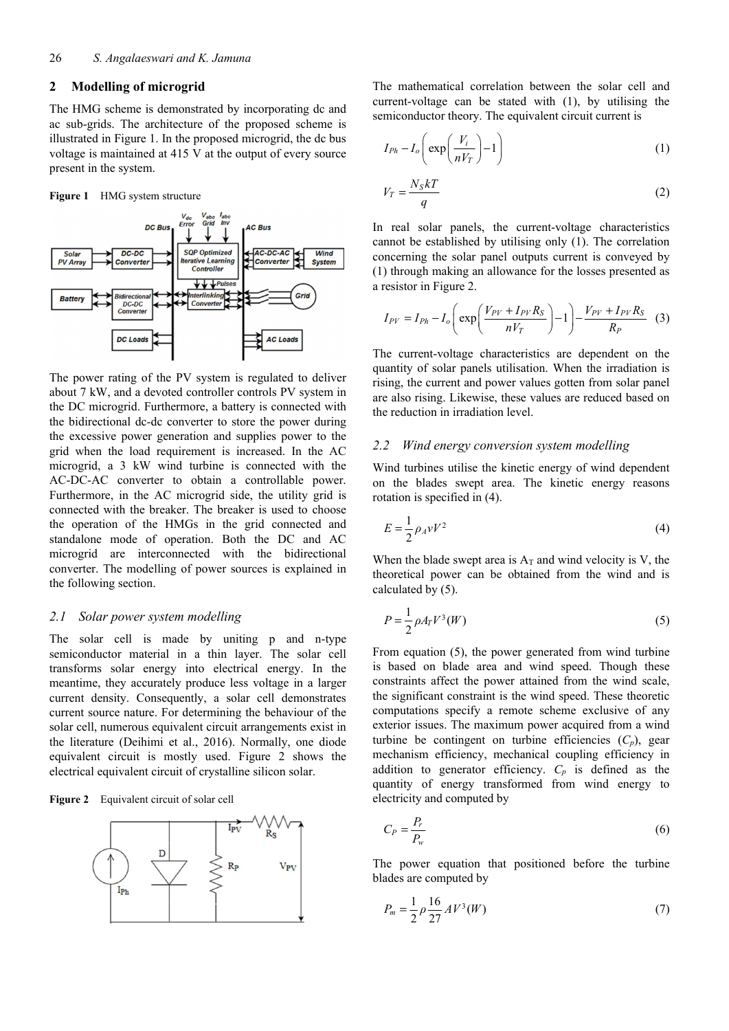## 2 Modelling of microgrid

The HMG scheme is demonstrated by incorporating dc and ac sub-grids. The architecture of the proposed scheme is illustrated in Figure 1. In the proposed microgrid, the dc bus voltage is maintained at 415 V at the output of every source present in the system.

**Figure 1** HMG system structure

The power rating of the PV system is regulated to deliver about 7 kW, and a devoted controller controls PV system in the DC microgrid. Furthermore, a battery is connected with the bidirectional dc-dc converter to store the power during the excessive power generation and supplies power to the grid when the load requirement is increased. In the AC microgrid, a 3 kW wind turbine is connected with the AC-DC-AC converter to obtain a controllable power. Furthermore, in the AC microgrid side, the utility grid is connected with the breaker. The breaker is used to choose the operation of the HMGs in the grid connected and standalone mode of operation. Both the DC and AC microgrid are interconnected with the bidirectional converter. The modelling of power sources is explained in the following section.

### 2.1 Solar power system modelling

The solar cell is made by uniting p and n-type semiconductor material in a thin layer. The solar cell transforms solar energy into electrical energy. In the meantime, they accurately produce less voltage in a larger current density. Consequently, a solar cell demonstrates current source nature. For determining the behaviour of the solar cell, numerous equivalent circuit arrangements exist in the literature (Deihimi et al., 2016). Normally, one diode equivalent circuit is mostly used. Figure 2 shows the electrical equivalent circuit of crystalline silicon solar.

**Figure 2** Equivalent circuit of solar cell

The mathematical correlation between the solar cell and current-voltage can be stated with (1), by utilising the semiconductor theory. The equivalent circuit current is

$$I_{Ph} - I_o \left( \exp\left( \frac{V_i}{nV_T} \right) - 1 \right) \tag{1}$$

$$V_T = \frac{N_S kT}{q} \tag{2}$$

In real solar panels, the current-voltage characteristics cannot be established by utilising only (1). The correlation concerning the solar panel outputs current is conveyed by (1) through making an allowance for the losses presented as a resistor in Figure 2.

$$I_{PV} = I_{Ph} - I_o \left( \exp\left( \frac{V_{PV} + I_{PV} R_S}{nV_T} \right) - 1 \right) - \frac{V_{PV} + I_{PV} R_S}{R_P} \tag{3}$$

The current-voltage characteristics are dependent on the quantity of solar panels utilisation. When the irradiation is rising, the current and power values gotten from solar panel are also rising. Likewise, these values are reduced based on the reduction in irradiation level.

### 2.2 Wind energy conversion system modelling

Wind turbines utilise the kinetic energy of wind dependent on the blades swept area. The kinetic energy reasons rotation is specified in (4).

$$E = \frac{1}{2} \rho_A v V^2 \tag{4}$$

When the blade swept area is $A_T$ and wind velocity is V, the theoretical power can be obtained from the wind and is calculated by (5).

$$P = \frac{1}{2} \rho A_T V^3 (W) \tag{5}$$

From equation (5), the power generated from wind turbine is based on blade area and wind speed. Though these constraints affect the power attained from the wind scale, the significant constraint is the wind speed. These theoretic computations specify a remote scheme exclusive of any exterior issues. The maximum power acquired from a wind turbine be contingent on turbine efficiencies ($C_p$), gear mechanism efficiency, mechanical coupling efficiency in addition to generator efficiency. $C_p$ is defined as the quantity of energy transformed from wind energy to electricity and computed by

$$C_P = \frac{P_r}{P_w} \tag{6}$$

The power equation that positioned before the turbine blades are computed by

$$P_m = \frac{1}{2} \rho \frac{16}{27} A V^3 (W) \tag{7}$$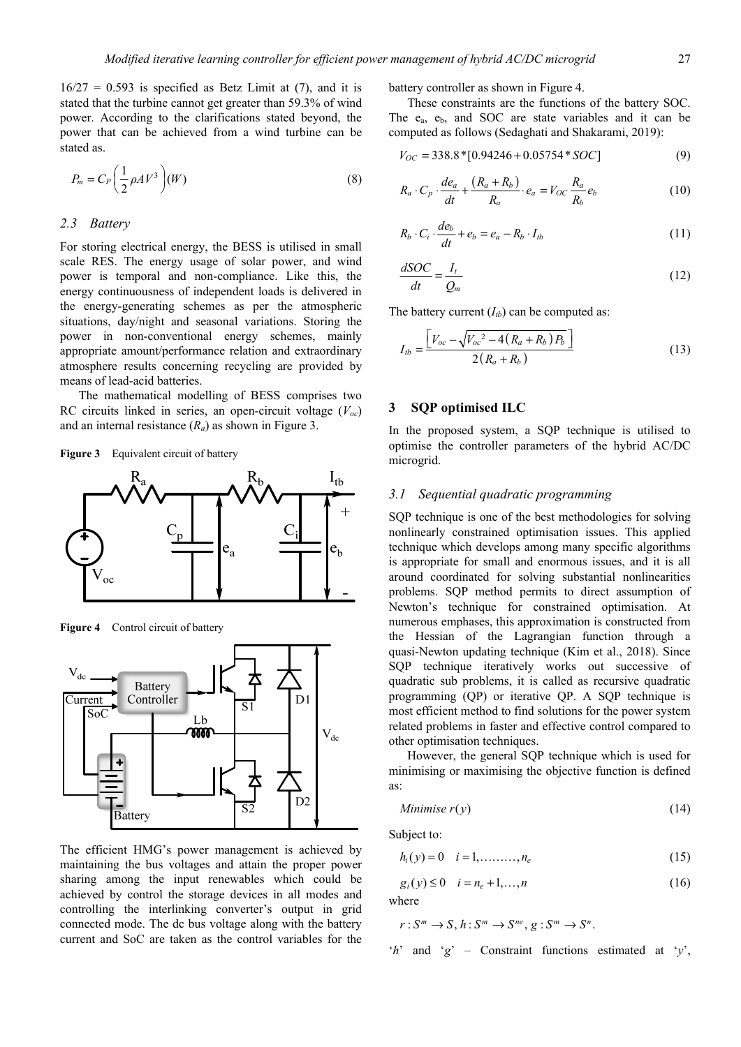16/27 = 0.593 is specified as Betz Limit at (7), and it is stated that the turbine cannot get greater than 59.3% of wind power. According to the clarifications stated beyond, the power that can be achieved from a wind turbine can be stated as.

$$P_m = C_P\left(\frac{1}{2}\rho A V^3\right)(W) \tag{8}$$

### 2.3 Battery

For storing electrical energy, the BESS is utilised in small scale RES. The energy usage of solar power, and wind power is temporal and non-compliance. Like this, the energy continuousness of independent loads is delivered in the energy-generating schemes as per the atmospheric situations, day/night and seasonal variations. Storing the power in non-conventional energy schemes, mainly appropriate amount/performance relation and extraordinary atmosphere results concerning recycling are provided by means of lead-acid batteries.

The mathematical modelling of BESS comprises two RC circuits linked in series, an open-circuit voltage ($V_{oc}$) and an internal resistance ($R_a$) as shown in Figure 3.

**Figure 3** Equivalent circuit of battery

**Figure 4** Control circuit of battery

The efficient HMG's power management is achieved by maintaining the bus voltages and attain the proper power sharing among the input renewables which could be achieved by control the storage devices in all modes and controlling the interlinking converter's output in grid connected mode. The dc bus voltage along with the battery current and SoC are taken as the control variables for the battery controller as shown in Figure 4.

These constraints are the functions of the battery SOC. The $e_a$, $e_b$, and SOC are state variables and it can be computed as follows (Sedaghati and Shakarami, 2019):

$$V_{OC} = 338.8*[0.94246 + 0.05754 * SOC] \tag{9}$$

$$R_a \cdot C_p \cdot \frac{de_a}{dt} + \frac{(R_a + R_b)}{R_a} \cdot e_a = V_{OC}\frac{R_a}{R_b}e_b \tag{10}$$

$$R_b \cdot C_i \cdot \frac{de_b}{dt} + e_b = e_a - R_b \cdot I_{tb} \tag{11}$$

$$\frac{dSOC}{dt} = \frac{I_t}{Q_m} \tag{12}$$

The battery current ($I_{tb}$) can be computed as:

$$I_{tb} = \frac{\left[V_{oc} - \sqrt{V_{oc}^2 - 4(R_a + R_b)P_b}\right]}{2(R_a + R_b)} \tag{13}$$

## 3 SQP optimised ILC

In the proposed system, a SQP technique is utilised to optimise the controller parameters of the hybrid AC/DC microgrid.

### 3.1 Sequential quadratic programming

SQP technique is one of the best methodologies for solving nonlinearly constrained optimisation issues. This applied technique which develops among many specific algorithms is appropriate for small and enormous issues, and it is all around coordinated for solving substantial nonlinearities problems. SQP method permits to direct assumption of Newton's technique for constrained optimisation. At numerous emphases, this approximation is constructed from the Hessian of the Lagrangian function through a quasi-Newton updating technique (Kim et al., 2018). Since SQP technique iteratively works out successive of quadratic sub problems, it is called as recursive quadratic programming (QP) or iterative QP. A SQP technique is most efficient method to find solutions for the power system related problems in faster and effective control compared to other optimisation techniques.

However, the general SQP technique which is used for minimising or maximising the objective function is defined as:

$$Minimise\ r(y) \tag{14}$$

Subject to:

$$h_i(y) = 0 \quad i = 1, \ldots\ldots\ldots, n_e \tag{15}$$

$$g_i(y) \le 0 \quad i = n_e + 1, \ldots, n \tag{16}$$

where

$$r : S^m \to S,\ h : S^m \to S^{ne},\ g : S^m \to S^n.$$

'$h$' and '$g$' – Constraint functions estimated at '$y$',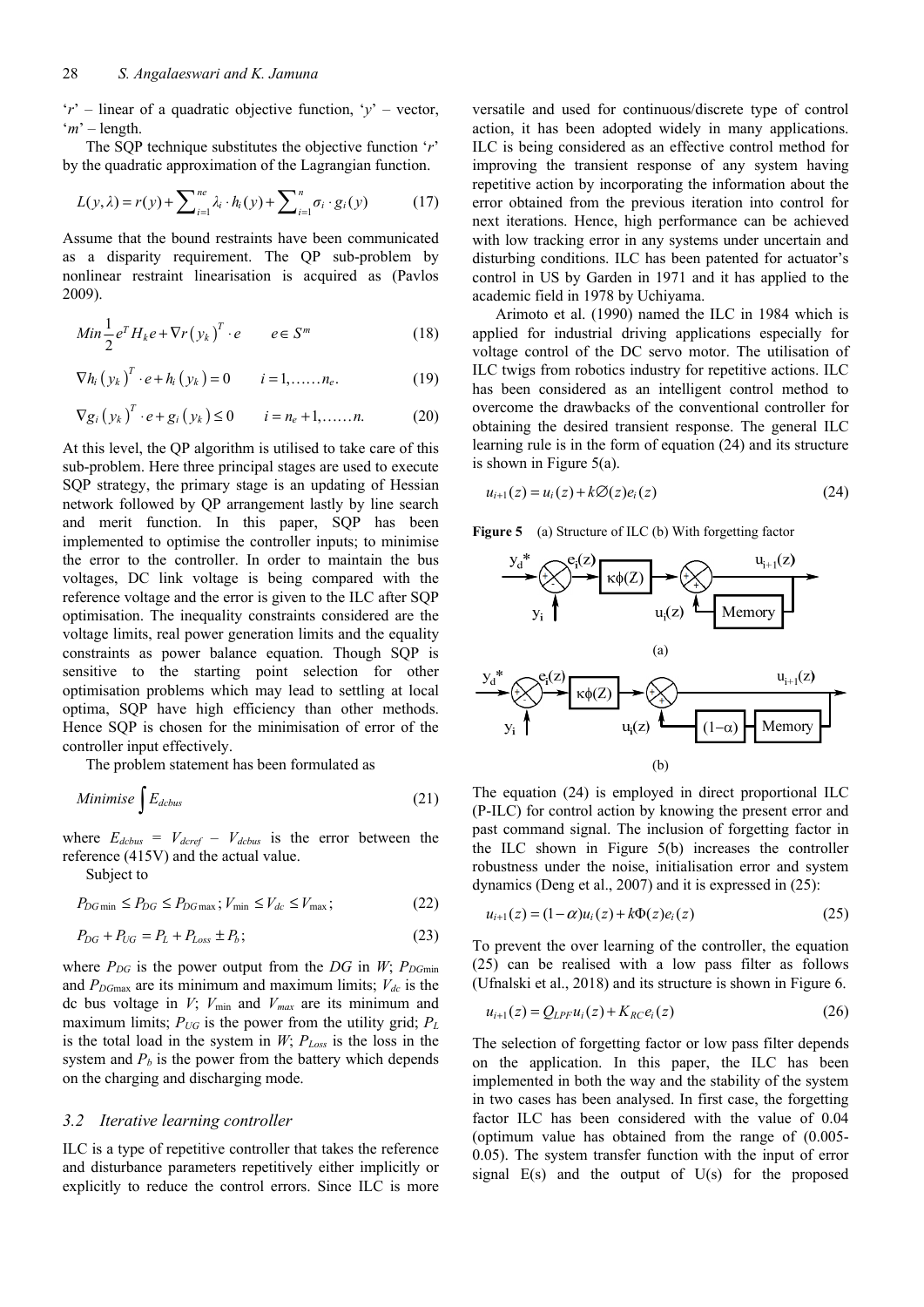'$r$' – linear of a quadratic objective function, '$y$' – vector, '$m$' – length.

The SQP technique substitutes the objective function '$r$' by the quadratic approximation of the Lagrangian function.

$$L(y,\lambda) = r(y) + \sum_{i=1}^{ne} \lambda_i \cdot h_i(y) + \sum_{i=1}^{n} \sigma_i \cdot g_i(y) \tag{17}$$

Assume that the bound restraints have been communicated as a disparity requirement. The QP sub-problem by nonlinear restraint linearisation is acquired as (Pavlos 2009).

$$Min \frac{1}{2} e^T H_k e + \nabla r(y_k)^T \cdot e \qquad e \in S^m \tag{18}$$

$$\nabla h_i(y_k)^T \cdot e + h_i(y_k) = 0 \qquad i = 1, \ldots\ldots n_e. \tag{19}$$

$$\nabla g_i(y_k)^T \cdot e + g_i(y_k) \le 0 \qquad i = n_e + 1, \ldots\ldots n. \tag{20}$$

At this level, the QP algorithm is utilised to take care of this sub-problem. Here three principal stages are used to execute SQP strategy, the primary stage is an updating of Hessian network followed by QP arrangement lastly by line search and merit function. In this paper, SQP has been implemented to optimise the controller inputs; to minimise the error to the controller. In order to maintain the bus voltages, DC link voltage is being compared with the reference voltage and the error is given to the ILC after SQP optimisation. The inequality constraints considered are the voltage limits, real power generation limits and the equality constraints as power balance equation. Though SQP is sensitive to the starting point selection for other optimisation problems which may lead to settling at local optima, SQP have high efficiency than other methods. Hence SQP is chosen for the minimisation of error of the controller input effectively.

The problem statement has been formulated as

$$Minimise \int E_{dcbus} \tag{21}$$

where $E_{dcbus} = V_{dcref} - V_{dcbus}$ is the error between the reference (415V) and the actual value.

Subject to

$$P_{DG\min} \le P_{DG} \le P_{DG\max}; V_{\min} \le V_{dc} \le V_{\max}; \tag{22}$$

$$P_{DG} + P_{UG} = P_L + P_{Loss} \pm P_b; \tag{23}$$

where $P_{DG}$ is the power output from the $DG$ in $W$; $P_{DG\min}$ and $P_{DG\max}$ are its minimum and maximum limits; $V_{dc}$ is the dc bus voltage in $V$; $V_{\min}$ and $V_{max}$ are its minimum and maximum limits; $P_{UG}$ is the power from the utility grid; $P_L$ is the total load in the system in $W$; $P_{Loss}$ is the loss in the system and $P_b$ is the power from the battery which depends on the charging and discharging mode.

### 3.2 Iterative learning controller

ILC is a type of repetitive controller that takes the reference and disturbance parameters repetitively either implicitly or explicitly to reduce the control errors. Since ILC is more versatile and used for continuous/discrete type of control action, it has been adopted widely in many applications. ILC is being considered as an effective control method for improving the transient response of any system having repetitive action by incorporating the information about the error obtained from the previous iteration into control for next iterations. Hence, high performance can be achieved with low tracking error in any systems under uncertain and disturbing conditions. ILC has been patented for actuator's control in US by Garden in 1971 and it has applied to the academic field in 1978 by Uchiyama.

Arimoto et al. (1990) named the ILC in 1984 which is applied for industrial driving applications especially for voltage control of the DC servo motor. The utilisation of ILC twigs from robotics industry for repetitive actions. ILC has been considered as an intelligent control method to overcome the drawbacks of the conventional controller for obtaining the desired transient response. The general ILC learning rule is in the form of equation (24) and its structure is shown in Figure 5(a).

$$u_{i+1}(z) = u_i(z) + k\varnothing(z)e_i(z) \tag{24}$$

**Figure 5** (a) Structure of ILC (b) With forgetting factor

The equation (24) is employed in direct proportional ILC (P-ILC) for control action by knowing the present error and past command signal. The inclusion of forgetting factor in the ILC shown in Figure 5(b) increases the controller robustness under the noise, initialisation error and system dynamics (Deng et al., 2007) and it is expressed in (25):

$$u_{i+1}(z) = (1-\alpha)u_i(z) + k\Phi(z)e_i(z) \tag{25}$$

To prevent the over learning of the controller, the equation (25) can be realised with a low pass filter as follows (Ufnalski et al., 2018) and its structure is shown in Figure 6.

$$u_{i+1}(z) = Q_{LPF}u_i(z) + K_{RC}e_i(z) \tag{26}$$

The selection of forgetting factor or low pass filter depends on the application. In this paper, the ILC has been implemented in both the way and the stability of the system in two cases has been analysed. In first case, the forgetting factor ILC has been considered with the value of 0.04 (optimum value has obtained from the range of (0.005-0.05). The system transfer function with the input of error signal E(s) and the output of U(s) for the proposed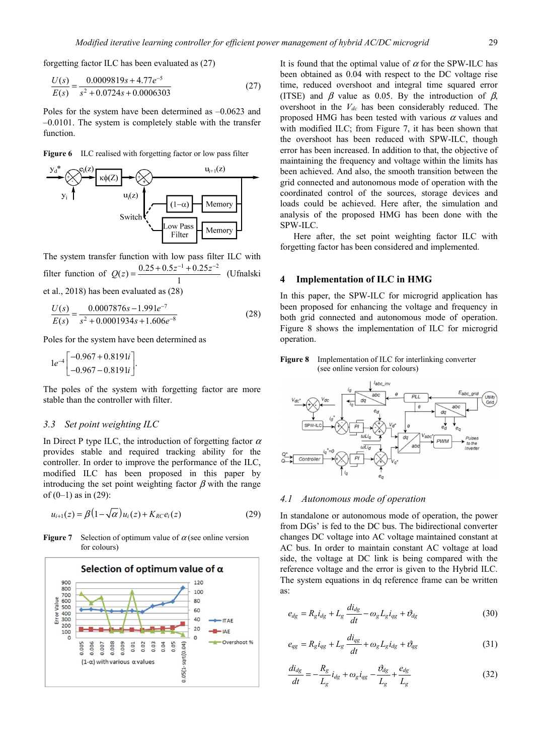forgetting factor ILC has been evaluated as (27)

$$\frac{U(s)}{E(s)} = \frac{0.0009819s + 4.77e^{-5}}{s^2 + 0.0724s + 0.0006303} \tag{27}$$

Poles for the system have been determined as –0.0623 and –0.0101. The system is completely stable with the transfer function.

**Figure 6** ILC realised with forgetting factor or low pass filter

The system transfer function with low pass filter ILC with filter function of $Q(z) = \frac{0.25 + 0.5z^{-1} + 0.25z^{-2}}{1}$ (Ufnalski et al., 2018) has been evaluated as (28)

$$\frac{U(s)}{E(s)} = \frac{0.0007876s - 1.991e^{-7}}{s^2 + 0.0001934s + 1.606e^{-8}} \tag{28}$$

Poles for the system have been determined as

$$1e^{-4}\begin{bmatrix} -0.967 + 0.8191i \\ -0.967 - 0.8191i \end{bmatrix}.$$

The poles of the system with forgetting factor are more stable than the controller with filter.

### 3.3 Set point weighting ILC

In Direct P type ILC, the introduction of forgetting factor $\alpha$ provides stable and required tracking ability for the controller. In order to improve the performance of the ILC, modified ILC has been proposed in this paper by introducing the set point weighting factor $\beta$ with the range of (0–1) as in (29):

$$u_{i+1}(z) = \beta\left(1 - \sqrt{\alpha}\right)u_i(z) + K_{RC}e_i(z) \tag{29}$$

**Figure 7** Selection of optimum value of $\alpha$ (see online version for colours)

It is found that the optimal value of $\alpha$ for the SPW-ILC has been obtained as 0.04 with respect to the DC voltage rise time, reduced overshoot and integral time squared error (ITSE) and $\beta$ value as 0.05. By the introduction of $\beta$, overshoot in the $V_{dc}$ has been considerably reduced. The proposed HMG has been tested with various $\alpha$ values and with modified ILC; from Figure 7, it has been shown that the overshoot has been reduced with SPW-ILC, though error has been increased. In addition to that, the objective of maintaining the frequency and voltage within the limits has been achieved. And also, the smooth transition between the grid connected and autonomous mode of operation with the coordinated control of the sources, storage devices and loads could be achieved. Here after, the simulation and analysis of the proposed HMG has been done with the SPW-ILC.

Here after, the set point weighting factor ILC with forgetting factor has been considered and implemented.

## 4 Implementation of ILC in HMG

In this paper, the SPW-ILC for microgrid application has been proposed for enhancing the voltage and frequency in both grid connected and autonomous mode of operation. Figure 8 shows the implementation of ILC for microgrid operation.

**Figure 8** Implementation of ILC for interlinking converter (see online version for colours)

### 4.1 Autonomous mode of operation

In standalone or autonomous mode of operation, the power from DGs' is fed to the DC bus. The bidirectional converter changes DC voltage into AC voltage maintained constant at AC bus. In order to maintain constant AC voltage at load side, the voltage at DC link is being compared with the reference voltage and the error is given to the Hybrid ILC. The system equations in dq reference frame can be written as:

$$e_{dg} = R_g i_{dg} + L_g\frac{di_{dg}}{dt} - \omega_g L_g i_{qg} + \vartheta_{dg} \tag{30}$$

$$e_{qg} = R_g i_{qg} + L_g\frac{di_{qg}}{dt} + \omega_g L_g i_{dg} + \vartheta_{qg} \tag{31}$$

$$\frac{di_{dg}}{dt} = -\frac{R_g}{L_g}i_{dg} + \omega_g i_{qg} - \frac{\vartheta_{dg}}{L_g} + \frac{e_{dg}}{L_g} \tag{32}$$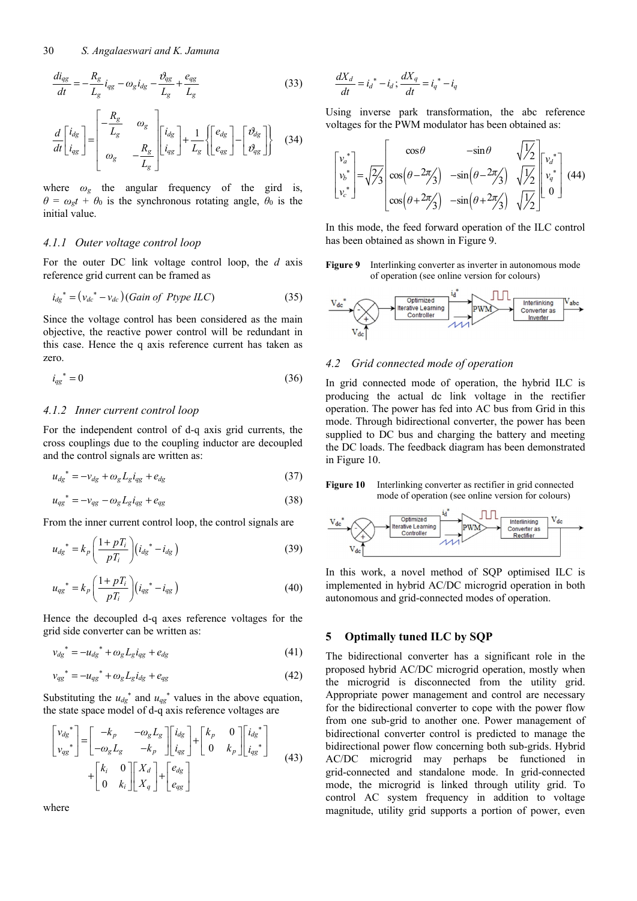$$\frac{di_{qg}}{dt} = -\frac{R_g}{L_g} i_{qg} - \omega_g i_{dg} - \frac{\vartheta_{qg}}{L_g} + \frac{e_{qg}}{L_g} \tag{33}$$

$$\frac{d}{dt}\begin{bmatrix} i_{dg} \\ i_{qg} \end{bmatrix} = \begin{bmatrix} -\frac{R_g}{L_g} & \omega_g \\ \omega_g & -\frac{R_g}{L_g} \end{bmatrix} \begin{bmatrix} i_{dg} \\ i_{qg} \end{bmatrix} + \frac{1}{L_g}\left\{ \begin{bmatrix} e_{dg} \\ e_{qg} \end{bmatrix} - \begin{bmatrix} \vartheta_{dg} \\ \vartheta_{qg} \end{bmatrix} \right\} \tag{34}$$

where $\omega_g$ the angular frequency of the gird is, $\theta = \omega_g t + \theta_0$ is the synchronous rotating angle, $\theta_0$ is the initial value.

### 4.1.1 Outer voltage control loop

For the outer DC link voltage control loop, the $d$ axis reference grid current can be framed as

$$i_{dg}^* = \left(v_{dc}^* - v_{dc}\right)(\text{Gain of Ptype ILC}) \tag{35}$$

Since the voltage control has been considered as the main objective, the reactive power control will be redundant in this case. Hence the q axis reference current has taken as zero.

$$i_{qg}^* = 0 \tag{36}$$

### 4.1.2 Inner current control loop

For the independent control of d-q axis grid currents, the cross couplings due to the coupling inductor are decoupled and the control signals are written as:

$$u_{dg}^* = -v_{dg} + \omega_g L_g i_{qg} + e_{dg} \tag{37}$$

$$u_{qg}^* = -v_{qg} - \omega_g L_g i_{qg} + e_{qg} \tag{38}$$

From the inner current control loop, the control signals are

$$u_{dg}^* = k_p\left(\frac{1 + pT_i}{pT_i}\right)\left(i_{dg}^* - i_{dg}\right) \tag{39}$$

$$u_{qg}^* = k_p\left(\frac{1 + pT_i}{pT_i}\right)\left(i_{qg}^* - i_{qg}\right) \tag{40}$$

Hence the decoupled d-q axes reference voltages for the grid side converter can be written as:

$$v_{dg}^* = -u_{dg}^* + \omega_g L_g i_{qg} + e_{dg} \tag{41}$$

$$v_{qg}^* = -u_{qg}^* + \omega_g L_g i_{dg} + e_{qg} \tag{42}$$

Substituting the $u_{dg}^*$ and $u_{qg}^*$ values in the above equation, the state space model of d-q axis reference voltages are

$$\begin{bmatrix} v_{dg}^* \\ v_{qg}^* \end{bmatrix} = \begin{bmatrix} -k_p & -\omega_g L_g \\ -\omega_g L_g & -k_p \end{bmatrix} \begin{bmatrix} i_{dg} \\ i_{qg} \end{bmatrix} + \begin{bmatrix} k_p & 0 \\ 0 & k_p \end{bmatrix} \begin{bmatrix} i_{dg}^* \\ i_{qg}^* \end{bmatrix} + \begin{bmatrix} k_i & 0 \\ 0 & k_i \end{bmatrix} \begin{bmatrix} X_d \\ X_q \end{bmatrix} + \begin{bmatrix} e_{dg} \\ e_{qg} \end{bmatrix} \tag{43}$$

where

$$\frac{dX_d}{dt} = i_d^* - i_d; \; \frac{dX_q}{dt} = i_q^* - i_q$$

Using inverse park transformation, the abc reference voltages for the PWM modulator has been obtained as:

$$\begin{bmatrix} v_a^* \\ v_b^* \\ v_c^* \end{bmatrix} = \sqrt{\tfrac{2}{3}} \begin{bmatrix} \cos\theta & -\sin\theta & \sqrt{\tfrac{1}{2}} \\ \cos\left(\theta - \tfrac{2\pi}{3}\right) & -\sin\left(\theta - \tfrac{2\pi}{3}\right) & \sqrt{\tfrac{1}{2}} \\ \cos\left(\theta + \tfrac{2\pi}{3}\right) & -\sin\left(\theta + \tfrac{2\pi}{3}\right) & \sqrt{\tfrac{1}{2}} \end{bmatrix} \begin{bmatrix} v_d^* \\ v_q^* \\ 0 \end{bmatrix} \tag{44}$$

In this mode, the feed forward operation of the ILC control has been obtained as shown in Figure 9.

**Figure 9** Interlinking converter as inverter in autonomous mode of operation (see online version for colours)

## 4.2 Grid connected mode of operation

In grid connected mode of operation, the hybrid ILC is producing the actual dc link voltage in the rectifier operation. The power has fed into AC bus from Grid in this mode. Through bidirectional converter, the power has been supplied to DC bus and charging the battery and meeting the DC loads. The feedback diagram has been demonstrated in Figure 10.

**Figure 10** Interlinking converter as rectifier in grid connected mode of operation (see online version for colours)

In this work, a novel method of SQP optimised ILC is implemented in hybrid AC/DC microgrid operation in both autonomous and grid-connected modes of operation.

# 5 Optimally tuned ILC by SQP

The bidirectional converter has a significant role in the proposed hybrid AC/DC microgrid operation, mostly when the microgrid is disconnected from the utility grid. Appropriate power management and control are necessary for the bidirectional converter to cope with the power flow from one sub-grid to another one. Power management of bidirectional converter control is predicted to manage the bidirectional power flow concerning both sub-grids. Hybrid AC/DC microgrid may perhaps be functioned in grid-connected and standalone mode. In grid-connected mode, the microgrid is linked through utility grid. To control AC system frequency in addition to voltage magnitude, utility grid supports a portion of power, even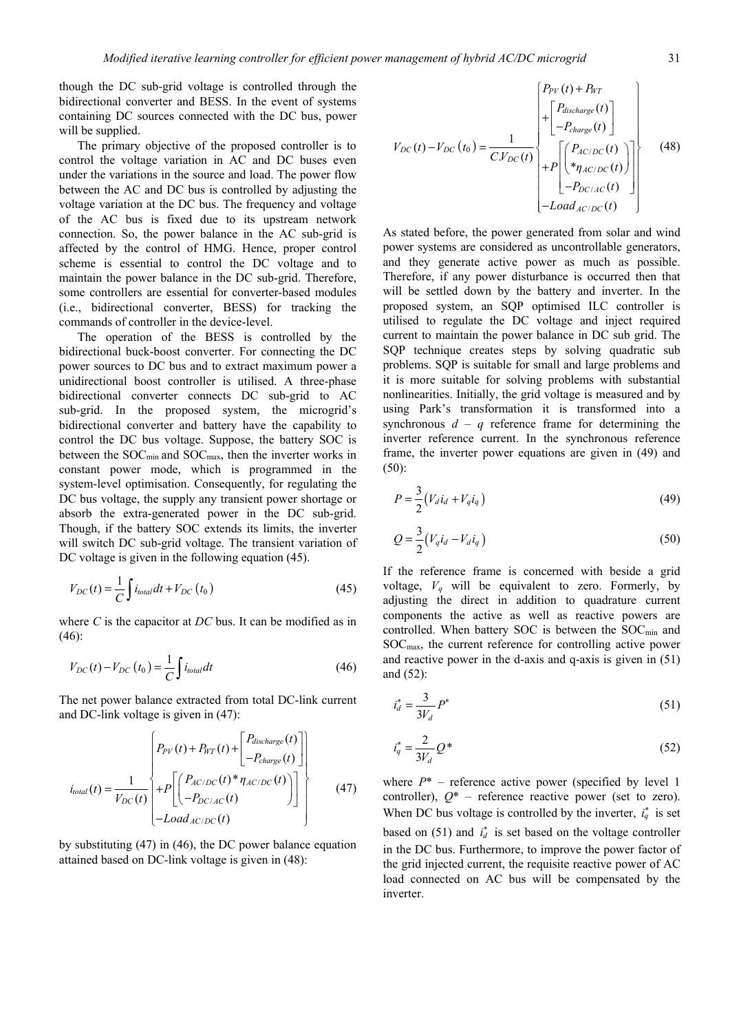though the DC sub-grid voltage is controlled through the bidirectional converter and BESS. In the event of systems containing DC sources connected with the DC bus, power will be supplied.

The primary objective of the proposed controller is to control the voltage variation in AC and DC buses even under the variations in the source and load. The power flow between the AC and DC bus is controlled by adjusting the voltage variation at the DC bus. The frequency and voltage of the AC bus is fixed due to its upstream network connection. So, the power balance in the AC sub-grid is affected by the control of HMG. Hence, proper control scheme is essential to control the DC voltage and to maintain the power balance in the DC sub-grid. Therefore, some controllers are essential for converter-based modules (i.e., bidirectional converter, BESS) for tracking the commands of controller in the device-level.

The operation of the BESS is controlled by the bidirectional buck-boost converter. For connecting the DC power sources to DC bus and to extract maximum power a unidirectional boost controller is utilised. A three-phase bidirectional converter connects DC sub-grid to AC sub-grid. In the proposed system, the microgrid's bidirectional converter and battery have the capability to control the DC bus voltage. Suppose, the battery SOC is between the $SOC_{min}$ and $SOC_{max}$, then the inverter works in constant power mode, which is programmed in the system-level optimisation. Consequently, for regulating the DC bus voltage, the supply any transient power shortage or absorb the extra-generated power in the DC sub-grid. Though, if the battery SOC extends its limits, the inverter will switch DC sub-grid voltage. The transient variation of DC voltage is given in the following equation (45).

$$V_{DC}(t) = \frac{1}{C}\int i_{total}\,dt + V_{DC}(t_0) \tag{45}$$

where $C$ is the capacitor at $DC$ bus. It can be modified as in (46):

$$V_{DC}(t) - V_{DC}(t_0) = \frac{1}{C}\int i_{total}\,dt \tag{46}$$

The net power balance extracted from total DC-link current and DC-link voltage is given in (47):

$$i_{total}(t) = \frac{1}{V_{DC}(t)}\left\{\begin{array}{l} P_{PV}(t) + P_{WT}(t) + \begin{bmatrix} P_{discharge}(t) \\ -P_{charge}(t) \end{bmatrix} \\ +P\begin{bmatrix} \left(P_{AC/DC}(t) * \eta_{AC/DC}(t)\right) \\ -P_{DC/AC}(t) \end{bmatrix} \\ -Load_{AC/DC}(t) \end{array}\right\} \tag{47}$$

by substituting (47) in (46), the DC power balance equation attained based on DC-link voltage is given in (48):

$$V_{DC}(t) - V_{DC}(t_0) = \frac{1}{C.V_{DC}(t)}\left\{\begin{array}{l} P_{PV}(t) + P_{WT} \\ +\begin{bmatrix} P_{discharge}(t) \\ -P_{charge}(t) \end{bmatrix} \\ +P\begin{bmatrix} \begin{pmatrix} P_{AC/DC}(t) \\ *\eta_{AC/DC}(t) \end{pmatrix} \\ -P_{DC/AC}(t) \end{bmatrix} \\ -Load_{AC/DC}(t) \end{array}\right\} \tag{48}$$

As stated before, the power generated from solar and wind power systems are considered as uncontrollable generators, and they generate active power as much as possible. Therefore, if any power disturbance is occurred then that will be settled down by the battery and inverter. In the proposed system, an SQP optimised ILC controller is utilised to regulate the DC voltage and inject required current to maintain the power balance in DC sub grid. The SQP technique creates steps by solving quadratic sub problems. SQP is suitable for small and large problems and it is more suitable for solving problems with substantial nonlinearities. Initially, the grid voltage is measured and by using Park's transformation it is transformed into a synchronous $d$ – $q$ reference frame for determining the inverter reference current. In the synchronous reference frame, the inverter power equations are given in (49) and (50):

$$P = \frac{3}{2}\left(V_d i_d + V_q i_q\right) \tag{49}$$

$$Q = \frac{3}{2}\left(V_q i_d - V_d i_q\right) \tag{50}$$

If the reference frame is concerned with beside a grid voltage, $V_q$ will be equivalent to zero. Formerly, by adjusting the direct in addition to quadrature current components the active as well as reactive powers are controlled. When battery SOC is between the $SOC_{min}$ and $SOC_{max}$, the current reference for controlling active power and reactive power in the d-axis and q-axis is given in (51) and (52):

$$i_d^* = \frac{3}{3V_d}P^* \tag{51}$$

$$i_q^* = \frac{2}{3V_d}Q^* \tag{52}$$

where $P^*$ – reference active power (specified by level 1 controller), $Q^*$ – reference reactive power (set to zero). When DC bus voltage is controlled by the inverter, $i_q^*$ is set based on (51) and $i_d^*$ is set based on the voltage controller in the DC bus. Furthermore, to improve the power factor of the grid injected current, the requisite reactive power of AC load connected on AC bus will be compensated by the inverter.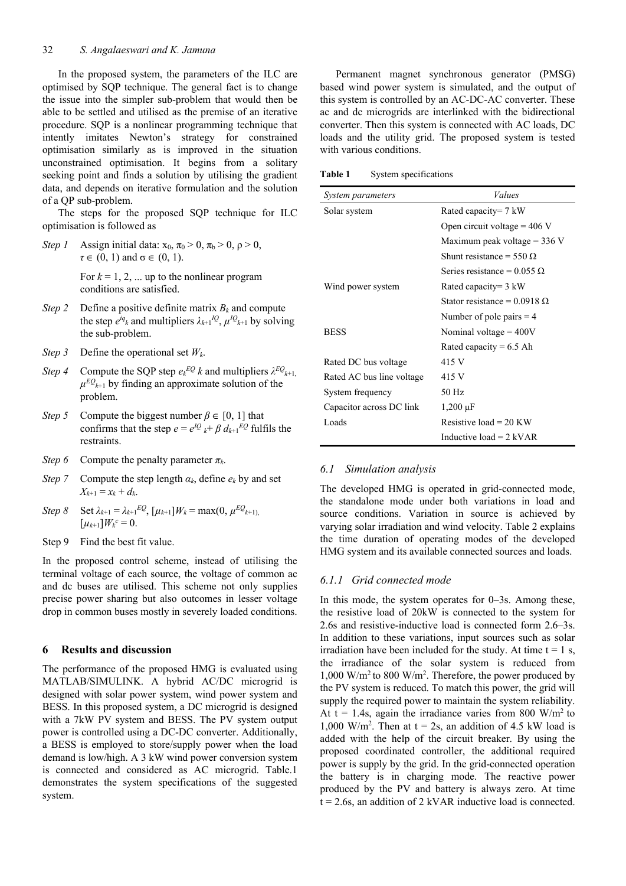In the proposed system, the parameters of the ILC are optimised by SQP technique. The general fact is to change the issue into the simpler sub-problem that would then be able to be settled and utilised as the premise of an iterative procedure. SQP is a nonlinear programming technique that intently imitates Newton's strategy for constrained optimisation similarly as is improved in the situation unconstrained optimisation. It begins from a solitary seeking point and finds a solution by utilising the gradient data, and depends on iterative formulation and the solution of a QP sub-problem.

The steps for the proposed SQP technique for ILC optimisation is followed as

*Step 1* Assign initial data: $x_0$, $\pi_0 > 0$, $\pi_b > 0$, $\rho > 0$, $\tau \in (0, 1)$ and $\sigma \in (0, 1)$.

For $k = 1, 2, ...$ up to the nonlinear program conditions are satisfied.

*Step 2* Define a positive definite matrix $B_k$ and compute the step $e^{iq}_k$ and multipliers $\lambda_{k+1}^{IQ}$, $\mu^{IQ}_{k+1}$ by solving the sub-problem.

*Step 3* Define the operational set $W_k$.

*Step 4* Compute the SQP step $e_k^{EQ}$ $k$ and multipliers $\lambda^{EQ}_{k+1,}$ $\mu^{EQ}_{k+1}$ by finding an approximate solution of the problem.

*Step 5* Compute the biggest number $\beta \in [0, 1]$ that confirms that the step $e = e^{IQ}{}_k + \beta\, d_{k+1}{}^{EQ}$ fulfils the restraints.

*Step 6* Compute the penalty parameter $\pi_k$.

*Step 7* Compute the step length $\alpha_k$, define $e_k$ by and set $X_{k+1} = x_k + d_k$.

*Step 8* Set $\lambda_{k+1} = \lambda_{k+1}{}^{EQ}$, $[\mu_{k+1}]W_k = \max(0, \mu^{EQ}{}_{k+1),}$ $[\mu_{k+1}]W_k^c = 0$.

Step 9 Find the best fit value.

In the proposed control scheme, instead of utilising the terminal voltage of each source, the voltage of common ac and dc buses are utilised. This scheme not only supplies precise power sharing but also outcomes in lesser voltage drop in common buses mostly in severely loaded conditions.

## 6 Results and discussion

The performance of the proposed HMG is evaluated using MATLAB/SIMULINK. A hybrid AC/DC microgrid is designed with solar power system, wind power system and BESS. In this proposed system, a DC microgrid is designed with a 7kW PV system and BESS. The PV system output power is controlled using a DC-DC converter. Additionally, a BESS is employed to store/supply power when the load demand is low/high. A 3 kW wind power conversion system is connected and considered as AC microgrid. Table.1 demonstrates the system specifications of the suggested system.

Permanent magnet synchronous generator (PMSG) based wind power system is simulated, and the output of this system is controlled by an AC-DC-AC converter. These ac and dc microgrids are interlinked with the bidirectional converter. Then this system is connected with AC loads, DC loads and the utility grid. The proposed system is tested with various conditions.

**Table 1** System specifications

| *System parameters* | *Values* |
|---|---|
| Solar system | Rated capacity= 7 kW |
| | Open circuit voltage = 406 V |
| | Maximum peak voltage = 336 V |
| | Shunt resistance = 550 Ω |
| | Series resistance = 0.055 Ω |
| Wind power system | Rated capacity= 3 kW |
| | Stator resistance = 0.0918 Ω |
| | Number of pole pairs = 4 |
| BESS | Nominal voltage = 400V |
| | Rated capacity = 6.5 Ah |
| Rated DC bus voltage | 415 V |
| Rated AC bus line voltage | 415 V |
| System frequency | 50 Hz |
| Capacitor across DC link | 1,200 μF |
| Loads | Resistive load = 20 KW |
| | Inductive load = 2 kVAR |

### 6.1 Simulation analysis

The developed HMG is operated in grid-connected mode, the standalone mode under both variations in load and source conditions. Variation in source is achieved by varying solar irradiation and wind velocity. Table 2 explains the time duration of operating modes of the developed HMG system and its available connected sources and loads.

#### 6.1.1 Grid connected mode

In this mode, the system operates for 0–3s. Among these, the resistive load of 20kW is connected to the system for 2.6s and resistive-inductive load is connected form 2.6–3s. In addition to these variations, input sources such as solar irradiation have been included for the study. At time t = 1 s, the irradiance of the solar system is reduced from 1,000 W/m$^2$ to 800 W/m$^2$. Therefore, the power produced by the PV system is reduced. To match this power, the grid will supply the required power to maintain the system reliability. At t = 1.4s, again the irradiance varies from 800 W/m$^2$ to 1,000 W/m$^2$. Then at t = 2s, an addition of 4.5 kW load is added with the help of the circuit breaker. By using the proposed coordinated controller, the additional required power is supply by the grid. In the grid-connected operation the battery is in charging mode. The reactive power produced by the PV and battery is always zero. At time t = 2.6s, an addition of 2 kVAR inductive load is connected.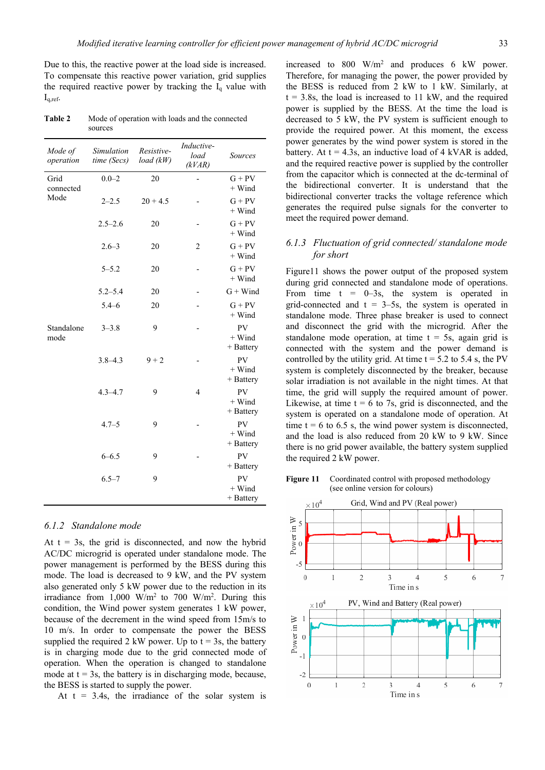Due to this, the reactive power at the load side is increased. To compensate this reactive power variation, grid supplies the required reactive power by tracking the $I_q$ value with $I_{q,ref}$.

**Table 2** Mode of operation with loads and the connected sources

| *Mode of operation* | *Simulation time (Secs)* | *Resistive-load (kW)* | *Inductive-load (kVAR)* | *Sources* |
|---|---|---|---|---|
| Grid connected Mode | 0.0–2 | 20 | - | G + PV + Wind |
| | 2–2.5 | 20 + 4.5 | - | G + PV + Wind |
| | 2.5–2.6 | 20 | - | G + PV + Wind |
| | 2.6–3 | 20 | 2 | G + PV + Wind |
| | 5–5.2 | 20 | - | G + PV + Wind |
| | 5.2–5.4 | 20 | - | G + Wind |
| | 5.4–6 | 20 | - | G + PV + Wind |
| Standalone mode | 3–3.8 | 9 | - | PV + Wind + Battery |
| | 3.8–4.3 | 9 + 2 | - | PV + Wind + Battery |
| | 4.3–4.7 | 9 | 4 | PV + Wind + Battery |
| | 4.7–5 | 9 | - | PV + Wind + Battery |
| | 6–6.5 | 9 | - | PV + Battery |
| | 6.5–7 | 9 | | PV + Wind + Battery |

### *6.1.2 Standalone mode*

At t = 3s, the grid is disconnected, and now the hybrid AC/DC microgrid is operated under standalone mode. The power management is performed by the BESS during this mode. The load is decreased to 9 kW, and the PV system also generated only 5 kW power due to the reduction in its irradiance from 1,000 W/m$^2$ to 700 W/m$^2$. During this condition, the Wind power system generates 1 kW power, because of the decrement in the wind speed from 15m/s to 10 m/s. In order to compensate the power the BESS supplied the required 2 kW power. Up to t = 3s, the battery is in charging mode due to the grid connected mode of operation. When the operation is changed to standalone mode at t = 3s, the battery is in discharging mode, because, the BESS is started to supply the power.

At t = 3.4s, the irradiance of the solar system is increased to 800 W/m$^2$ and produces 6 kW power. Therefore, for managing the power, the power provided by the BESS is reduced from 2 kW to 1 kW. Similarly, at t = 3.8s, the load is increased to 11 kW, and the required power is supplied by the BESS. At the time the load is decreased to 5 kW, the PV system is sufficient enough to provide the required power. At this moment, the excess power generates by the wind power system is stored in the battery. At t = 4.3s, an inductive load of 4 kVAR is added, and the required reactive power is supplied by the controller from the capacitor which is connected at the dc-terminal of the bidirectional converter. It is understand that the bidirectional converter tracks the voltage reference which generates the required pulse signals for the converter to meet the required power demand.

### *6.1.3 Fluctuation of grid connected/ standalone mode for short*

Figure11 shows the power output of the proposed system during grid connected and standalone mode of operations. From time t = 0–3s, the system is operated in grid-connected and t = 3–5s, the system is operated in standalone mode. Three phase breaker is used to connect and disconnect the grid with the microgrid. After the standalone mode operation, at time t = 5s, again grid is connected with the system and the power demand is controlled by the utility grid. At time t = 5.2 to 5.4 s, the PV system is completely disconnected by the breaker, because solar irradiation is not available in the night times. At that time, the grid will supply the required amount of power. Likewise, at time t = 6 to 7s, grid is disconnected, and the system is operated on a standalone mode of operation. At time t = 6 to 6.5 s, the wind power system is disconnected, and the load is also reduced from 20 kW to 9 kW. Since there is no grid power available, the battery system supplied the required 2 kW power.

**Figure 11** Coordinated control with proposed methodology (see online version for colours)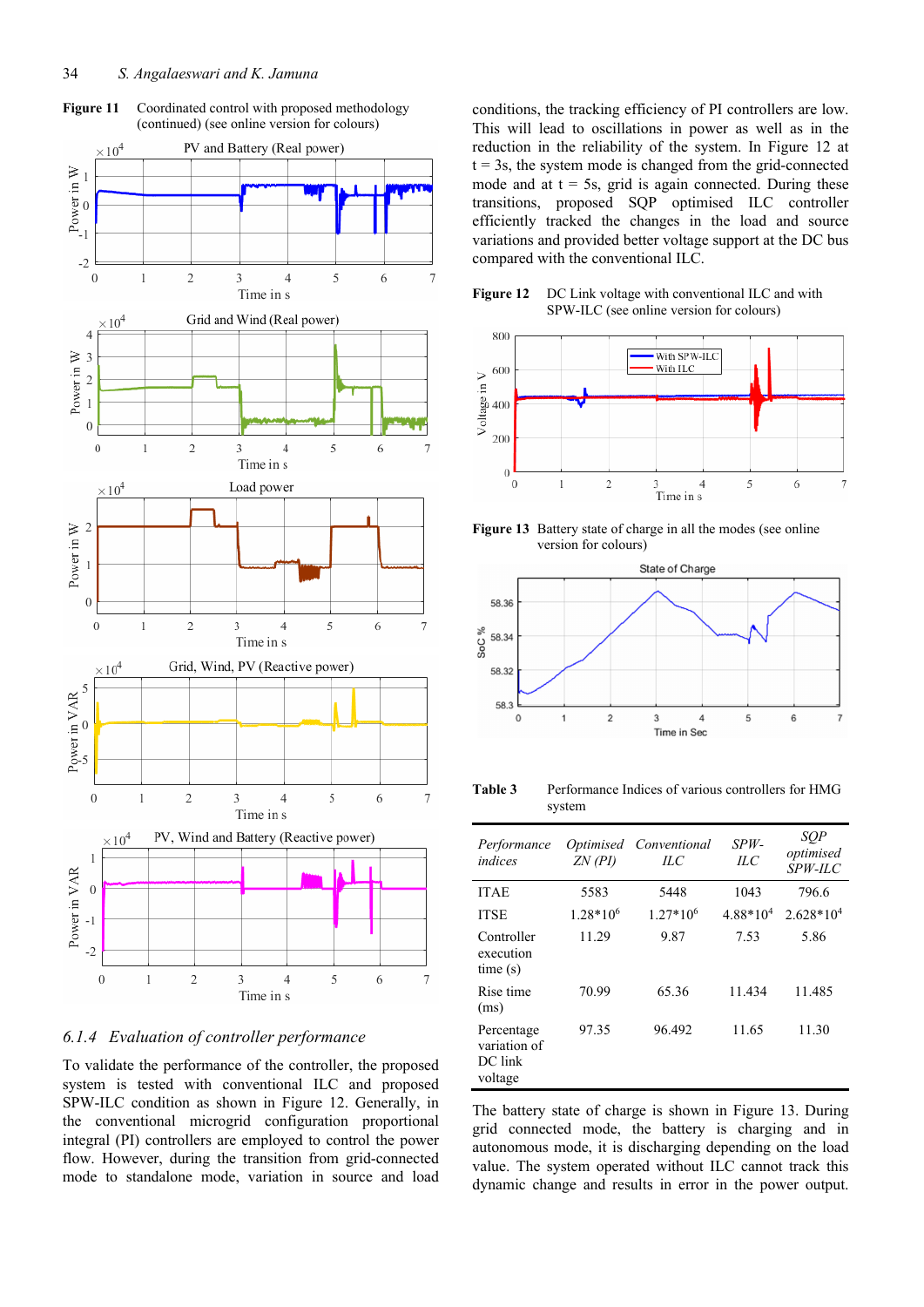**Figure 11** Coordinated control with proposed methodology (continued) (see online version for colours)

### 6.1.4 Evaluation of controller performance

To validate the performance of the controller, the proposed system is tested with conventional ILC and proposed SPW-ILC condition as shown in Figure 12. Generally, in the conventional microgrid configuration proportional integral (PI) controllers are employed to control the power flow. However, during the transition from grid-connected mode to standalone mode, variation in source and load conditions, the tracking efficiency of PI controllers are low. This will lead to oscillations in power as well as in the reduction in the reliability of the system. In Figure 12 at t = 3s, the system mode is changed from the grid-connected mode and at t = 5s, grid is again connected. During these transitions, proposed SQP optimised ILC controller efficiently tracked the changes in the load and source variations and provided better voltage support at the DC bus compared with the conventional ILC.

**Figure 12** DC Link voltage with conventional ILC and with SPW-ILC (see online version for colours)

**Figure 13** Battery state of charge in all the modes (see online version for colours)

**Table 3** Performance Indices of various controllers for HMG system

| *Performance indices* | *Optimised ZN (PI)* | *Conventional ILC* | *SPW-ILC* | *SQP optimised SPW-ILC* |
|---|---|---|---|---|
| ITAE | 5583 | 5448 | 1043 | 796.6 |
| ITSE | $1.28*10^6$ | $1.27*10^6$ | $4.88*10^4$ | $2.628*10^4$ |
| Controller execution time (s) | 11.29 | 9.87 | 7.53 | 5.86 |
| Rise time (ms) | 70.99 | 65.36 | 11.434 | 11.485 |
| Percentage variation of DC link voltage | 97.35 | 96.492 | 11.65 | 11.30 |

The battery state of charge is shown in Figure 13. During grid connected mode, the battery is charging and in autonomous mode, it is discharging depending on the load value. The system operated without ILC cannot track this dynamic change and results in error in the power output.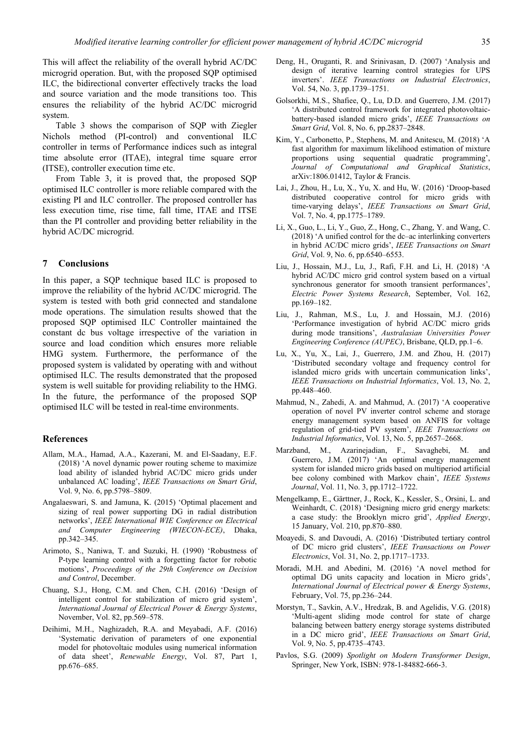This will affect the reliability of the overall hybrid AC/DC microgrid operation. But, with the proposed SQP optimised ILC, the bidirectional converter effectively tracks the load and source variation and the mode transitions too. This ensures the reliability of the hybrid AC/DC microgrid system.

Table 3 shows the comparison of SQP with Ziegler Nichols method (PI-control) and conventional ILC controller in terms of Performance indices such as integral time absolute error (ITAE), integral time square error (ITSE), controller execution time etc.

From Table 3, it is proved that, the proposed SQP optimised ILC controller is more reliable compared with the existing PI and ILC controller. The proposed controller has less execution time, rise time, fall time, ITAE and ITSE than the PI controller and providing better reliability in the hybrid AC/DC microgrid.

## 7 Conclusions

In this paper, a SQP technique based ILC is proposed to improve the reliability of the hybrid AC/DC microgrid. The system is tested with both grid connected and standalone mode operations. The simulation results showed that the proposed SQP optimised ILC Controller maintained the constant dc bus voltage irrespective of the variation in source and load condition which ensures more reliable HMG system. Furthermore, the performance of the proposed system is validated by operating with and without optimised ILC. The results demonstrated that the proposed system is well suitable for providing reliability to the HMG. In the future, the performance of the proposed SQP optimised ILC will be tested in real-time environments.

## References

Allam, M.A., Hamad, A.A., Kazerani, M. and El-Saadany, E.F. (2018) 'A novel dynamic power routing scheme to maximize load ability of islanded hybrid AC/DC micro grids under unbalanced AC loading', *IEEE Transactions on Smart Grid*, Vol. 9, No. 6, pp.5798–5809.

Angalaeswari, S. and Jamuna, K. (2015) 'Optimal placement and sizing of real power supporting DG in radial distribution networks', *IEEE International WIE Conference on Electrical and Computer Engineering (WIECON-ECE)*, Dhaka, pp.342–345.

Arimoto, S., Naniwa, T. and Suzuki, H. (1990) 'Robustness of P-type learning control with a forgetting factor for robotic motions', *Proceedings of the 29th Conference on Decision and Control*, December.

Chuang, S.J., Hong, C.M. and Chen, C.H. (2016) 'Design of intelligent control for stabilization of micro grid system', *International Journal of Electrical Power & Energy Systems*, November, Vol. 82, pp.569–578.

Deihimi, M.H., Naghizadeh, R.A. and Meyabadi, A.F. (2016) 'Systematic derivation of parameters of one exponential model for photovoltaic modules using numerical information of data sheet', *Renewable Energy*, Vol. 87, Part 1, pp.676–685.

Deng, H., Oruganti, R. and Srinivasan, D. (2007) 'Analysis and design of iterative learning control strategies for UPS inverters'. *IEEE Transactions on Industrial Electronics*, Vol. 54, No. 3, pp.1739–1751.

Golsorkhi, M.S., Shafiee, Q., Lu, D.D. and Guerrero, J.M. (2017) 'A distributed control framework for integrated photovoltaic-battery-based islanded micro grids', *IEEE Transactions on Smart Grid*, Vol. 8, No. 6, pp.2837–2848.

Kim, Y., Carbonetto, P., Stephens, M. and Anitescu, M. (2018) 'A fast algorithm for maximum likelihood estimation of mixture proportions using sequential quadratic programming', *Journal of Computational and Graphical Statistics*, arXiv:1806.01412, Taylor & Francis.

Lai, J., Zhou, H., Lu, X., Yu, X. and Hu, W. (2016) 'Droop-based distributed cooperative control for micro grids with time-varying delays', *IEEE Transactions on Smart Grid*, Vol. 7, No. 4, pp.1775–1789.

Li, X., Guo, L., Li, Y., Guo, Z., Hong, C., Zhang, Y. and Wang, C. (2018) 'A unified control for the dc–ac interlinking converters in hybrid AC/DC micro grids', *IEEE Transactions on Smart Grid*, Vol. 9, No. 6, pp.6540–6553.

Liu, J., Hossain, M.J., Lu, J., Rafi, F.H. and Li, H. (2018) 'A hybrid AC/DC micro grid control system based on a virtual synchronous generator for smooth transient performances', *Electric Power Systems Research*, September, Vol. 162, pp.169–182.

Liu, J., Rahman, M.S., Lu, J. and Hossain, M.J. (2016) 'Performance investigation of hybrid AC/DC micro grids during mode transitions', *Australasian Universities Power Engineering Conference (AUPEC)*, Brisbane, QLD, pp.1–6.

Lu, X., Yu, X., Lai, J., Guerrero, J.M. and Zhou, H. (2017) 'Distributed secondary voltage and frequency control for islanded micro grids with uncertain communication links', *IEEE Transactions on Industrial Informatics*, Vol. 13, No. 2, pp.448–460.

Mahmud, N., Zahedi, A. and Mahmud, A. (2017) 'A cooperative operation of novel PV inverter control scheme and storage energy management system based on ANFIS for voltage regulation of grid-tied PV system', *IEEE Transactions on Industrial Informatics*, Vol. 13, No. 5, pp.2657–2668.

Marzband, M., Azarinejadian, F., Savaghebi, M. and Guerrero, J.M. (2017) 'An optimal energy management system for islanded micro grids based on multiperiod artificial bee colony combined with Markov chain', *IEEE Systems Journal*, Vol. 11, No. 3, pp.1712–1722.

Mengelkamp, E., Gärttner, J., Rock, K., Kessler, S., Orsini, L. and Weinhardt, C. (2018) 'Designing micro grid energy markets: a case study: the Brooklyn micro grid', *Applied Energy*, 15 January, Vol. 210, pp.870–880.

Moayedi, S. and Davoudi, A. (2016) 'Distributed tertiary control of DC micro grid clusters', *IEEE Transactions on Power Electronics*, Vol. 31, No. 2, pp.1717–1733.

Moradi, M.H. and Abedini, M. (2016) 'A novel method for optimal DG units capacity and location in Micro grids', *International Journal of Electrical power & Energy Systems*, February, Vol. 75, pp.236–244.

Morstyn, T., Savkin, A.V., Hredzak, B. and Agelidis, V.G. (2018) 'Multi-agent sliding mode control for state of charge balancing between battery energy storage systems distributed in a DC micro grid', *IEEE Transactions on Smart Grid*, Vol. 9, No. 5, pp.4735–4743.

Pavlos, S.G. (2009) *Spotlight on Modern Transformer Design*, Springer, New York, ISBN: 978-1-84882-666-3.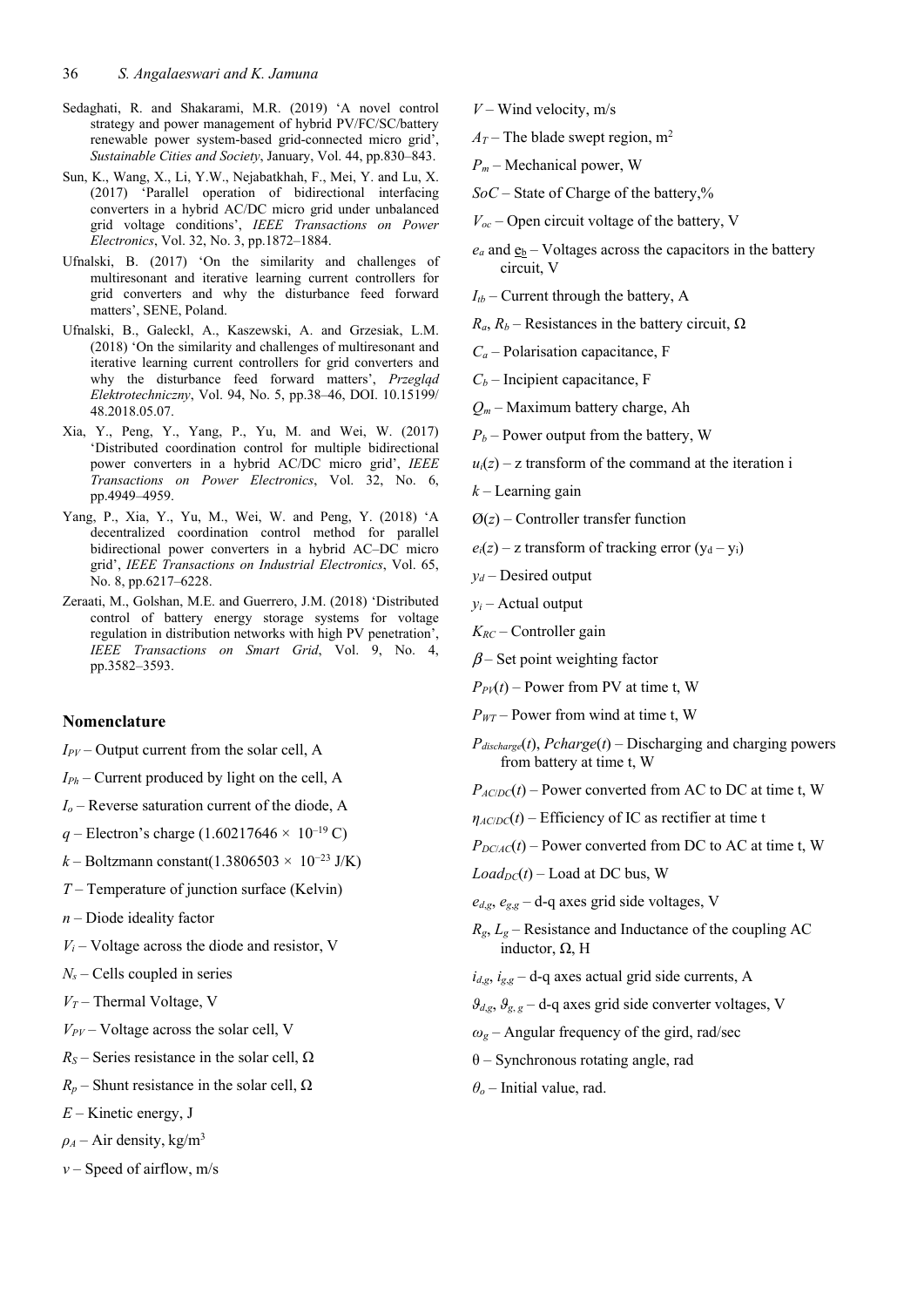Sedaghati, R. and Shakarami, M.R. (2019) 'A novel control strategy and power management of hybrid PV/FC/SC/battery renewable power system-based grid-connected micro grid', *Sustainable Cities and Society*, January, Vol. 44, pp.830–843.

Sun, K., Wang, X., Li, Y.W., Nejabatkhah, F., Mei, Y. and Lu, X. (2017) 'Parallel operation of bidirectional interfacing converters in a hybrid AC/DC micro grid under unbalanced grid voltage conditions', *IEEE Transactions on Power Electronics*, Vol. 32, No. 3, pp.1872–1884.

Ufnalski, B. (2017) 'On the similarity and challenges of multiresonant and iterative learning current controllers for grid converters and why the disturbance feed forward matters', SENE, Poland.

Ufnalski, B., Galeckl, A., Kaszewski, A. and Grzesiak, L.M. (2018) 'On the similarity and challenges of multiresonant and iterative learning current controllers for grid converters and why the disturbance feed forward matters', *Przegląd Elektrotechniczny*, Vol. 94, No. 5, pp.38–46, DOI. 10.15199/48.2018.05.07.

Xia, Y., Peng, Y., Yang, P., Yu, M. and Wei, W. (2017) 'Distributed coordination control for multiple bidirectional power converters in a hybrid AC/DC micro grid', *IEEE Transactions on Power Electronics*, Vol. 32, No. 6, pp.4949–4959.

Yang, P., Xia, Y., Yu, M., Wei, W. and Peng, Y. (2018) 'A decentralized coordination control method for parallel bidirectional power converters in a hybrid AC–DC micro grid', *IEEE Transactions on Industrial Electronics*, Vol. 65, No. 8, pp.6217–6228.

Zeraati, M., Golshan, M.E. and Guerrero, J.M. (2018) 'Distributed control of battery energy storage systems for voltage regulation in distribution networks with high PV penetration', *IEEE Transactions on Smart Grid*, Vol. 9, No. 4, pp.3582–3593.

## Nomenclature

$I_{PV}$ – Output current from the solar cell, A

$I_{Ph}$ – Current produced by light on the cell, A

$I_o$ – Reverse saturation current of the diode, A

$q$ – Electron's charge ($1.60217646 \times 10^{-19}$ C)

$k$ – Boltzmann constant($1.3806503 \times 10^{-23}$ J/K)

$T$ – Temperature of junction surface (Kelvin)

$n$ – Diode ideality factor

$V_i$ – Voltage across the diode and resistor, V

$N_s$ – Cells coupled in series

$V_T$ – Thermal Voltage, V

$V_{PV}$ – Voltage across the solar cell, V

$R_S$ – Series resistance in the solar cell, Ω

$R_p$ – Shunt resistance in the solar cell, Ω

$E$ – Kinetic energy, J

$\rho_A$ – Air density, kg/m$^3$

$v$ – Speed of airflow, m/s

$V$ – Wind velocity, m/s

$A_T$ – The blade swept region, m$^2$

$P_m$ – Mechanical power, W

$SoC$ – State of Charge of the battery,%

$V_{oc}$ – Open circuit voltage of the battery, V

$e_a$ and $e_b$ – Voltages across the capacitors in the battery circuit, V

$I_{tb}$ – Current through the battery, A

$R_a$, $R_b$ – Resistances in the battery circuit, Ω

$C_a$ – Polarisation capacitance, F

$C_b$ – Incipient capacitance, F

$Q_m$ – Maximum battery charge, Ah

$P_b$ – Power output from the battery, W

$u_i(z)$ – z transform of the command at the iteration i

$k$ – Learning gain

$Ø(z)$ – Controller transfer function

$e_i(z)$ – z transform of tracking error ($y_d - y_i$)

$y_d$ – Desired output

$y_i$ – Actual output

$K_{RC}$ – Controller gain

$\beta$ – Set point weighting factor

$P_{PV}(t)$ – Power from PV at time t, W

$P_{WT}$ – Power from wind at time t, W

$P_{discharge}(t)$, $Pcharge(t)$ – Discharging and charging powers from battery at time t, W

$P_{AC/DC}(t)$ – Power converted from AC to DC at time t, W

$\eta_{AC/DC}(t)$ – Efficiency of IC as rectifier at time t

$P_{DC/AC}(t)$ – Power converted from DC to AC at time t, W

$Load_{DC}(t)$ – Load at DC bus, W

$e_{d,g}$, $e_{g,g}$ – d-q axes grid side voltages, V

$R_g$, $L_g$ – Resistance and Inductance of the coupling AC inductor, Ω, H

$i_{d,g}$, $i_{g,g}$ – d-q axes actual grid side currents, A

$\vartheta_{d,g}$, $\vartheta_{g,g}$ – d-q axes grid side converter voltages, V

$\omega_g$ – Angular frequency of the gird, rad/sec

θ – Synchronous rotating angle, rad

$\theta_o$ – Initial value, rad.